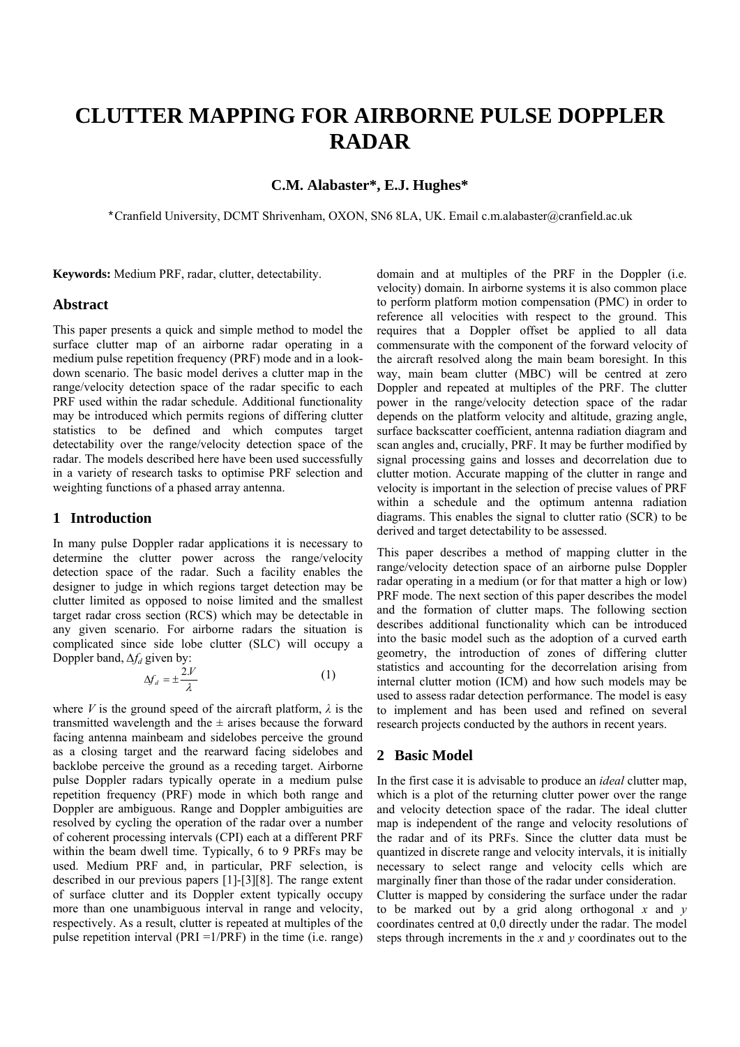# CLUTTER MAPPING FOR AIRBORNE PULSE DOPPLER RADAR

**C.M. Alabaster\*, E.J. Hughes\***

\*Cranfield University, DCMT Shrivenham, OXON, SN6 8LA, UK. Email c.m.alabaster@cranfield.ac.uk

**Keywords:** Medium PRF, radar, clutter, detectability.

## Abstract

This paper presents a quick and simple method to model the surface clutter map of an airborne radar operating in a medium pulse repetition frequency (PRF) mode and in a look-down scenario. The basic model derives a clutter map in the range/velocity detection space of the radar specific to each PRF used within the radar schedule. Additional functionality may be introduced which permits regions of differing clutter statistics to be defined and which computes target detectability over the range/velocity detection space of the radar. The models described here have been used successfully in a variety of research tasks to optimise PRF selection and weighting functions of a phased array antenna.

## 1 Introduction

In many pulse Doppler radar applications it is necessary to determine the clutter power across the range/velocity detection space of the radar. Such a facility enables the designer to judge in which regions target detection may be clutter limited as opposed to noise limited and the smallest target radar cross section (RCS) which may be detectable in any given scenario. For airborne radars the situation is complicated since side lobe clutter (SLC) will occupy a Doppler band, $\Delta f_d$ given by:

$$\Delta f_d = \pm \frac{2V}{\lambda} \tag{1}$$

where $V$ is the ground speed of the aircraft platform, $\lambda$ is the transmitted wavelength and the ± arises because the forward facing antenna mainbeam and sidelobes perceive the ground as a closing target and the rearward facing sidelobes and backlobe perceive the ground as a receding target. Airborne pulse Doppler radars typically operate in a medium pulse repetition frequency (PRF) mode in which both range and Doppler are ambiguous. Range and Doppler ambiguities are resolved by cycling the operation of the radar over a number of coherent processing intervals (CPI) each at a different PRF within the beam dwell time. Typically, 6 to 9 PRFs may be used. Medium PRF and, in particular, PRF selection, is described in our previous papers [1]-[3][8]. The range extent of surface clutter and its Doppler extent typically occupy more than one unambiguous interval in range and velocity, respectively. As a result, clutter is repeated at multiples of the pulse repetition interval (PRI =1/PRF) in the time (i.e. range) domain and at multiples of the PRF in the Doppler (i.e. velocity) domain. In airborne systems it is also common place to perform platform motion compensation (PMC) in order to reference all velocities with respect to the ground. This requires that a Doppler offset be applied to all data commensurate with the component of the forward velocity of the aircraft resolved along the main beam boresight. In this way, main beam clutter (MBC) will be centred at zero Doppler and repeated at multiples of the PRF. The clutter power in the range/velocity detection space of the radar depends on the platform velocity and altitude, grazing angle, surface backscatter coefficient, antenna radiation diagram and scan angles and, crucially, PRF. It may be further modified by signal processing gains and losses and decorrelation due to clutter motion. Accurate mapping of the clutter in range and velocity is important in the selection of precise values of PRF within a schedule and the optimum antenna radiation diagrams. This enables the signal to clutter ratio (SCR) to be derived and target detectability to be assessed.

This paper describes a method of mapping clutter in the range/velocity detection space of an airborne pulse Doppler radar operating in a medium (or for that matter a high or low) PRF mode. The next section of this paper describes the model and the formation of clutter maps. The following section describes additional functionality which can be introduced into the basic model such as the adoption of a curved earth geometry, the introduction of zones of differing clutter statistics and accounting for the decorrelation arising from internal clutter motion (ICM) and how such models may be used to assess radar detection performance. The model is easy to implement and has been used and refined on several research projects conducted by the authors in recent years.

## 2 Basic Model

In the first case it is advisable to produce an *ideal* clutter map, which is a plot of the returning clutter power over the range and velocity detection space of the radar. The ideal clutter map is independent of the range and velocity resolutions of the radar and of its PRFs. Since the clutter data must be quantized in discrete range and velocity intervals, it is initially necessary to select range and velocity cells which are marginally finer than those of the radar under consideration.

Clutter is mapped by considering the surface under the radar to be marked out by a grid along orthogonal $x$ and $y$ coordinates centred at 0,0 directly under the radar. The model steps through increments in the $x$ and $y$ coordinates out to the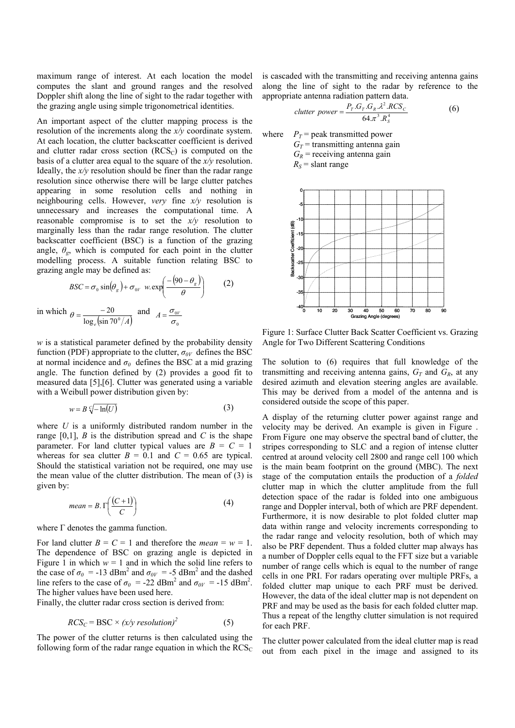maximum range of interest. At each location the model computes the slant and ground ranges and the resolved Doppler shift along the line of sight to the radar together with the grazing angle using simple trigonometrical identities.

An important aspect of the clutter mapping process is the resolution of the increments along the *x/y* coordinate system. At each location, the clutter backscatter coefficient is derived and clutter radar cross section ($RCS_C$) is computed on the basis of a clutter area equal to the square of the *x/y* resolution. Ideally, the *x/y* resolution should be finer than the radar range resolution since otherwise there will be large clutter patches appearing in some resolution cells and nothing in neighbouring cells. However, *very* fine *x/y* resolution is unnecessary and increases the computational time. A reasonable compromise is to set the *x/y* resolution to marginally less than the radar range resolution. The clutter backscatter coefficient (BSC) is a function of the grazing angle, $\theta_g$, which is computed for each point in the clutter modelling process. A suitable function relating BSC to grazing angle may be defined as:

$$BSC = \sigma_0 \sin(\theta_g) + \sigma_{0V} \; w.\exp\left(\frac{-(90-\theta_g)}{\theta}\right) \qquad (2)$$

in which $\theta = \dfrac{-20}{\log_e\left(\sin 70^0/A\right)}$ and $A = \dfrac{\sigma_{0V}}{\sigma_0}$

$w$ is a statistical parameter defined by the probability density function (PDF) appropriate to the clutter, $\sigma_{0V}$ defines the BSC at normal incidence and $\sigma_0$ defines the BSC at a mid grazing angle. The function defined by (2) provides a good fit to measured data [5],[6]. Clutter was generated using a variable with a Weibull power distribution given by:

$$w = B\sqrt[C]{-\ln(U)} \qquad (3)$$

where $U$ is a uniformly distributed random number in the range [0,1], $B$ is the distribution spread and $C$ is the shape parameter. For land clutter typical values are $B$ = $C$ = 1 whereas for sea clutter $B$ = 0.1 and $C$ = 0.65 are typical. Should the statistical variation not be required, one may use the mean value of the clutter distribution. The mean of (3) is given by:

$$mean = B.\Gamma\left(\frac{(C+1)}{C}\right) \qquad (4)$$

where $\Gamma$ denotes the gamma function.

For land clutter $B$ = $C$ = 1 and therefore the *mean* = $w$ = 1. The dependence of BSC on grazing angle is depicted in Figure 1 in which $w$ = 1 and in which the solid line refers to the case of $\sigma_0$ = -13 dBm$^2$ and $\sigma_{0V}$ = -5 dBm$^2$ and the dashed line refers to the case of $\sigma_0$ = -22 dBm$^2$ and $\sigma_{0V}$ = -15 dBm$^2$. The higher values have been used here.

Finally, the clutter radar cross section is derived from:

$$RCS_C = \text{BSC} \times (x/y \text{ resolution})^2 \qquad (5)$$

The power of the clutter returns is then calculated using the following form of the radar range equation in which the $RCS_C$ is cascaded with the transmitting and receiving antenna gains along the line of sight to the radar by reference to the appropriate antenna radiation pattern data.

$$clutter\ power = \frac{P_T.G_T.G_R.\lambda^2.RCS_C}{64.\pi^3.R_S^4} \qquad (6)$$

where $P_T$ = peak transmitted power
$G_T$ = transmitting antenna gain
$G_R$ = receiving antenna gain
$R_S$ = slant range

Figure 1: Surface Clutter Back Scatter Coefficient vs. Grazing Angle for Two Different Scattering Conditions

The solution to (6) requires that full knowledge of the transmitting and receiving antenna gains, $G_T$ and $G_R$, at any desired azimuth and elevation steering angles are available. This may be derived from a model of the antenna and is considered outside the scope of this paper.

A display of the returning clutter power against range and velocity may be derived. An example is given in Figure . From Figure one may observe the spectral band of clutter, the stripes corresponding to SLC and a region of intense clutter centred at around velocity cell 2800 and range cell 100 which is the main beam footprint on the ground (MBC). The next stage of the computation entails the production of a *folded* clutter map in which the clutter amplitude from the full detection space of the radar is folded into one ambiguous range and Doppler interval, both of which are PRF dependent. Furthermore, it is now desirable to plot folded clutter map data within range and velocity increments corresponding to the radar range and velocity resolution, both of which may also be PRF dependent. Thus a folded clutter map always has a number of Doppler cells equal to the FFT size but a variable number of range cells which is equal to the number of range cells in one PRI. For radars operating over multiple PRFs, a folded clutter map unique to each PRF must be derived. However, the data of the ideal clutter map is not dependent on PRF and may be used as the basis for each folded clutter map. Thus a repeat of the lengthy clutter simulation is not required for each PRF.

The clutter power calculated from the ideal clutter map is read out from each pixel in the image and assigned to its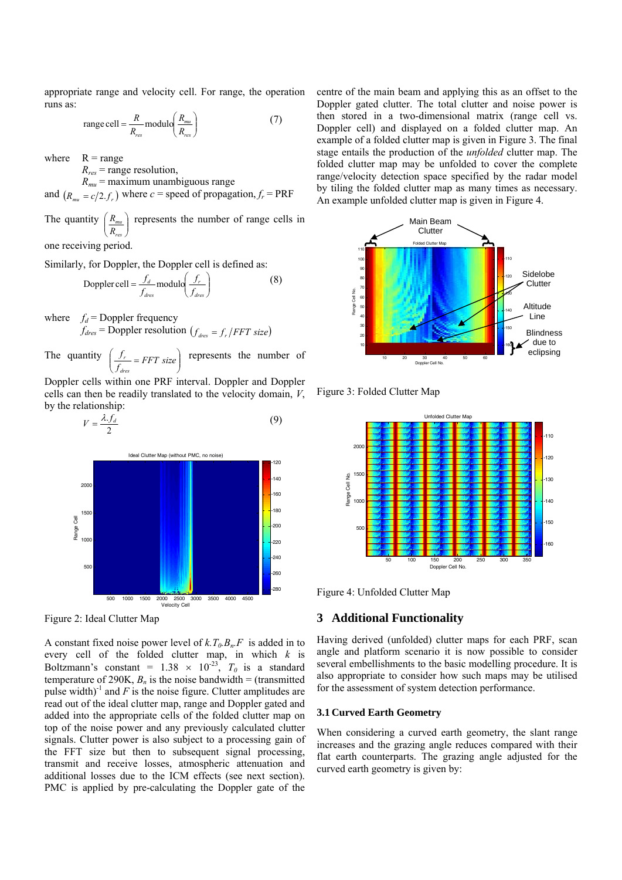appropriate range and velocity cell. For range, the operation runs as:

$$\text{range cell} = \frac{R}{R_{res}} \text{modulo}\left(\frac{R_{mu}}{R_{res}}\right) \quad (7)$$

where R = range
$R_{res}$ = range resolution,
$R_{mu}$ = maximum unambiguous range
and $(R_{mu} = c/2.f_r)$ where $c$ = speed of propagation, $f_r$ = PRF

The quantity $\left(\frac{R_{mu}}{R_{res}}\right)$ represents the number of range cells in one receiving period.

Similarly, for Doppler, the Doppler cell is defined as:

$$\text{Doppler cell} = \frac{f_d}{f_{dres}} \text{modulo}\left(\frac{f_r}{f_{dres}}\right) \quad (8)$$

where $f_d$ = Doppler frequency
$f_{dres}$ = Doppler resolution $(f_{dres} = f_r / FFT\ size)$

The quantity $\left(\frac{f_r}{f_{dres}} = FFT\ size\right)$ represents the number of Doppler cells within one PRF interval. Doppler and Doppler cells can then be readily translated to the velocity domain, $V$, by the relationship:

$$V = \frac{\lambda.f_d}{2} \quad (9)$$

Figure 2: Ideal Clutter Map

A constant fixed noise power level of $k.T_0.B_n.F$ is added in to every cell of the folded clutter map, in which $k$ is Boltzmann's constant = 1.38 × $10^{-23}$, $T_0$ is a standard temperature of 290K, $B_n$ is the noise bandwidth = (transmitted pulse width)$^{-1}$ and $F$ is the noise figure. Clutter amplitudes are read out of the ideal clutter map, range and Doppler gated and added into the appropriate cells of the folded clutter map on top of the noise power and any previously calculated clutter signals. Clutter power is also subject to a processing gain of the FFT size but then to subsequent signal processing, transmit and receive losses, atmospheric attenuation and additional losses due to the ICM effects (see next section). PMC is applied by pre-calculating the Doppler gate of the centre of the main beam and applying this as an offset to the Doppler gated clutter. The total clutter and noise power is then stored in a two-dimensional matrix (range cell vs. Doppler cell) and displayed on a folded clutter map. An example of a folded clutter map is given in Figure 3. The final stage entails the production of the *unfolded* clutter map. The folded clutter map may be unfolded to cover the complete range/velocity detection space specified by the radar model by tiling the folded clutter map as many times as necessary. An example unfolded clutter map is given in Figure 4.

Figure 3: Folded Clutter Map

Figure 4: Unfolded Clutter Map

## 3 Additional Functionality

Having derived (unfolded) clutter maps for each PRF, scan angle and platform scenario it is now possible to consider several embellishments to the basic modelling procedure. It is also appropriate to consider how such maps may be utilised for the assessment of system detection performance.

### 3.1 Curved Earth Geometry

When considering a curved earth geometry, the slant range increases and the grazing angle reduces compared with their flat earth counterparts. The grazing angle adjusted for the curved earth geometry is given by: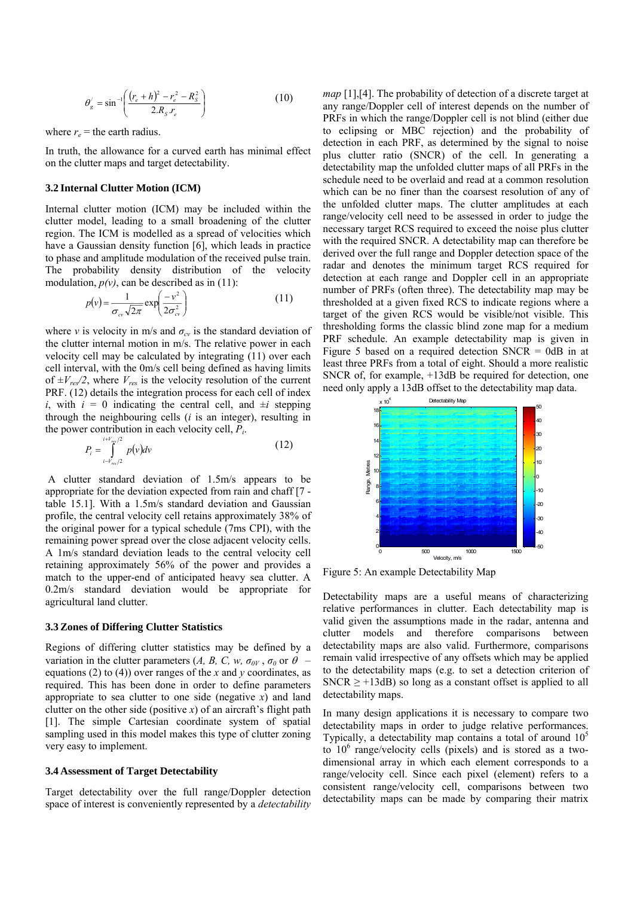$$\theta_g^{/} = \sin^{-1}\left(\frac{(r_e + h)^2 - r_e^2 - R_S^2}{2.R_S.r_e}\right) \tag{10}$$

where $r_e$ = the earth radius.

In truth, the allowance for a curved earth has minimal effect on the clutter maps and target detectability.

### 3.2 Internal Clutter Motion (ICM)

Internal clutter motion (ICM) may be included within the clutter model, leading to a small broadening of the clutter region. The ICM is modelled as a spread of velocities which have a Gaussian density function [6], which leads in practice to phase and amplitude modulation of the received pulse train. The probability density distribution of the velocity modulation, $p(v)$, can be described as in (11):

$$p(v) = \frac{1}{\sigma_{cv}\sqrt{2\pi}}\exp\left(\frac{-v^2}{2\sigma_{cv}^2}\right) \tag{11}$$

where $v$ is velocity in m/s and $\sigma_{cv}$ is the standard deviation of the clutter internal motion in m/s. The relative power in each velocity cell may be calculated by integrating (11) over each cell interval, with the 0m/s cell being defined as having limits of $\pm V_{res}/2$, where $V_{res}$ is the velocity resolution of the current PRF. (12) details the integration process for each cell of index $i$, with $i$ = 0 indicating the central cell, and $\pm i$ stepping through the neighbouring cells ($i$ is an integer), resulting in the power contribution in each velocity cell, $P_i$.

$$P_i = \int_{i-V_{res}/2}^{i+V_{res}/2} p(v)dv \tag{12}$$

A clutter standard deviation of 1.5m/s appears to be appropriate for the deviation expected from rain and chaff [7 - table 15.1]. With a 1.5m/s standard deviation and Gaussian profile, the central velocity cell retains approximately 38% of the original power for a typical schedule (7ms CPI), with the remaining power spread over the close adjacent velocity cells. A 1m/s standard deviation leads to the central velocity cell retaining approximately 56% of the power and provides a match to the upper-end of anticipated heavy sea clutter. A 0.2m/s standard deviation would be appropriate for agricultural land clutter.

### 3.3 Zones of Differing Clutter Statistics

Regions of differing clutter statistics may be defined by a variation in the clutter parameters ($A$, $B$, $C$, $w$, $\sigma_{0V}$, $\sigma_0$ or $\theta$ – equations (2) to (4)) over ranges of the $x$ and $y$ coordinates, as required. This has been done in order to define parameters appropriate to sea clutter to one side (negative $x$) and land clutter on the other side (positive $x$) of an aircraft's flight path [1]. The simple Cartesian coordinate system of spatial sampling used in this model makes this type of clutter zoning very easy to implement.

### 3.4 Assessment of Target Detectability

Target detectability over the full range/Doppler detection space of interest is conveniently represented by a *detectability map* [1],[4]. The probability of detection of a discrete target at any range/Doppler cell of interest depends on the number of PRFs in which the range/Doppler cell is not blind (either due to eclipsing or MBC rejection) and the probability of detection in each PRF, as determined by the signal to noise plus clutter ratio (SNCR) of the cell. In generating a detectability map the unfolded clutter maps of all PRFs in the schedule need to be overlaid and read at a common resolution which can be no finer than the coarsest resolution of any of the unfolded clutter maps. The clutter amplitudes at each range/velocity cell need to be assessed in order to judge the necessary target RCS required to exceed the noise plus clutter with the required SNCR. A detectability map can therefore be derived over the full range and Doppler detection space of the radar and denotes the minimum target RCS required for detection at each range and Doppler cell in an appropriate number of PRFs (often three). The detectability map may be thresholded at a given fixed RCS to indicate regions where a target of the given RCS would be visible/not visible. This thresholding forms the classic blind zone map for a medium PRF schedule. An example detectability map is given in Figure 5 based on a required detection SNCR = 0dB in at least three PRFs from a total of eight. Should a more realistic SNCR of, for example, +13dB be required for detection, one need only apply a 13dB offset to the detectability map data.

Detectability Map
x 10^4
18
16
14
12
10
8
6
4
2
0
Range, Metres
0
500
1000
1500
Velocity, m/s
50
40
30
20
10
0
-10
-20
-30
-40
-50

Figure 5: An example Detectability Map

Detectability maps are a useful means of characterizing relative performances in clutter. Each detectability map is valid given the assumptions made in the radar, antenna and clutter models and therefore comparisons between detectability maps are also valid. Furthermore, comparisons remain valid irrespective of any offsets which may be applied to the detectability maps (e.g. to set a detection criterion of SNCR ≥ +13dB) so long as a constant offset is applied to all detectability maps.

In many design applications it is necessary to compare two detectability maps in order to judge relative performances. Typically, a detectability map contains a total of around $10^5$ to $10^6$ range/velocity cells (pixels) and is stored as a two-dimensional array in which each element corresponds to a range/velocity cell. Since each pixel (element) refers to a consistent range/velocity cell, comparisons between two detectability maps can be made by comparing their matrix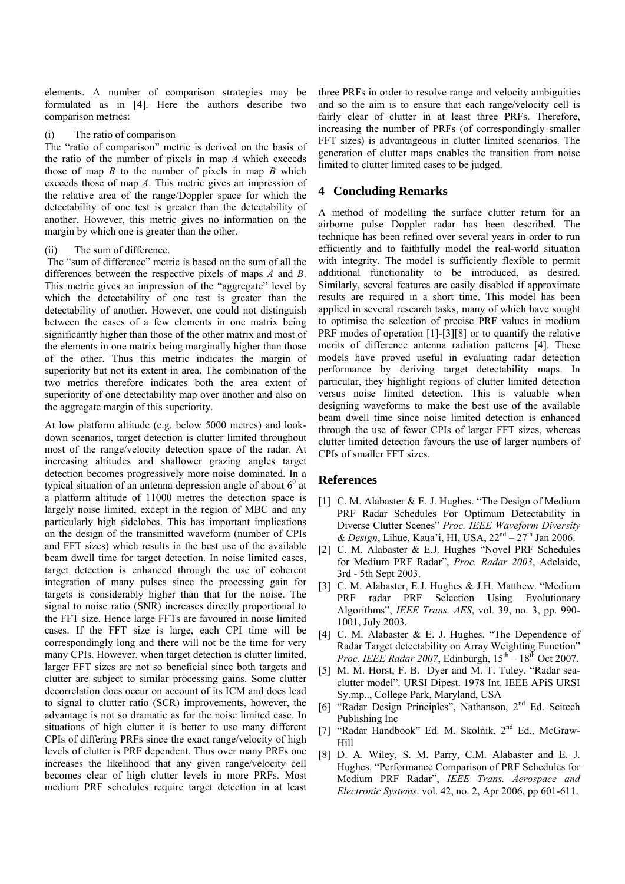elements. A number of comparison strategies may be formulated as in [4]. Here the authors describe two comparison metrics:

(i) The ratio of comparison

The "ratio of comparison" metric is derived on the basis of the ratio of the number of pixels in map *A* which exceeds those of map *B* to the number of pixels in map *B* which exceeds those of map *A*. This metric gives an impression of the relative area of the range/Doppler space for which the detectability of one test is greater than the detectability of another. However, this metric gives no information on the margin by which one is greater than the other.

(ii) The sum of difference.

The "sum of difference" metric is based on the sum of all the differences between the respective pixels of maps *A* and *B*. This metric gives an impression of the "aggregate" level by which the detectability of one test is greater than the detectability of another. However, one could not distinguish between the cases of a few elements in one matrix being significantly higher than those of the other matrix and most of the elements in one matrix being marginally higher than those of the other. Thus this metric indicates the margin of superiority but not its extent in area. The combination of the two metrics therefore indicates both the area extent of superiority of one detectability map over another and also on the aggregate margin of this superiority.

At low platform altitude (e.g. below 5000 metres) and look-down scenarios, target detection is clutter limited throughout most of the range/velocity detection space of the radar. At increasing altitudes and shallower grazing angles target detection becomes progressively more noise dominated. In a typical situation of an antenna depression angle of about $6^0$ at a platform altitude of 11000 metres the detection space is largely noise limited, except in the region of MBC and any particularly high sidelobes. This has important implications on the design of the transmitted waveform (number of CPIs and FFT sizes) which results in the best use of the available beam dwell time for target detection. In noise limited cases, target detection is enhanced through the use of coherent integration of many pulses since the processing gain for targets is considerably higher than that for the noise. The signal to noise ratio (SNR) increases directly proportional to the FFT size. Hence large FFTs are favoured in noise limited cases. If the FFT size is large, each CPI time will be correspondingly long and there will not be the time for very many CPIs. However, when target detection is clutter limited, larger FFT sizes are not so beneficial since both targets and clutter are subject to similar processing gains. Some clutter decorrelation does occur on account of its ICM and does lead to signal to clutter ratio (SCR) improvements, however, the advantage is not so dramatic as for the noise limited case. In situations of high clutter it is better to use many different CPIs of differing PRFs since the exact range/velocity of high levels of clutter is PRF dependent. Thus over many PRFs one increases the likelihood that any given range/velocity cell becomes clear of high clutter levels in more PRFs. Most medium PRF schedules require target detection in at least three PRFs in order to resolve range and velocity ambiguities and so the aim is to ensure that each range/velocity cell is fairly clear of clutter in at least three PRFs. Therefore, increasing the number of PRFs (of correspondingly smaller FFT sizes) is advantageous in clutter limited scenarios. The generation of clutter maps enables the transition from noise limited to clutter limited cases to be judged.

## 4 Concluding Remarks

A method of modelling the surface clutter return for an airborne pulse Doppler radar has been described. The technique has been refined over several years in order to run efficiently and to faithfully model the real-world situation with integrity. The model is sufficiently flexible to permit additional functionality to be introduced, as desired. Similarly, several features are easily disabled if approximate results are required in a short time. This model has been applied in several research tasks, many of which have sought to optimise the selection of precise PRF values in medium PRF modes of operation [1]-[3][8] or to quantify the relative merits of difference antenna radiation patterns [4]. These models have proved useful in evaluating radar detection performance by deriving target detectability maps. In particular, they highlight regions of clutter limited detection versus noise limited detection. This is valuable when designing waveforms to make the best use of the available beam dwell time since noise limited detection is enhanced through the use of fewer CPIs of larger FFT sizes, whereas clutter limited detection favours the use of larger numbers of CPIs of smaller FFT sizes.

## References

[1] C. M. Alabaster & E. J. Hughes. "The Design of Medium PRF Radar Schedules For Optimum Detectability in Diverse Clutter Scenes" *Proc. IEEE Waveform Diversity & Design*, Lihue, Kaua'i, HI, USA, 22nd – 27th Jan 2006.

[2] C. M. Alabaster & E.J. Hughes "Novel PRF Schedules for Medium PRF Radar", *Proc. Radar 2003*, Adelaide, 3rd - 5th Sept 2003.

[3] C. M. Alabaster, E.J. Hughes & J.H. Matthew. "Medium PRF radar PRF Selection Using Evolutionary Algorithms", *IEEE Trans. AES*, vol. 39, no. 3, pp. 990-1001, July 2003.

[4] C. M. Alabaster & E. J. Hughes. "The Dependence of Radar Target detectability on Array Weighting Function" *Proc. IEEE Radar 2007*, Edinburgh, 15th – 18th Oct 2007.

[5] M. M. Horst, F. B. Dyer and M. T. Tuley. "Radar sea-clutter model". URSI Dipest. 1978 Int. IEEE APiS URSI Sy.mp.., College Park, Maryland, USA

[6] "Radar Design Principles", Nathanson, 2nd Ed. Scitech Publishing Inc

[7] "Radar Handbook" Ed. M. Skolnik, 2nd Ed., McGraw-Hill

[8] D. A. Wiley, S. M. Parry, C.M. Alabaster and E. J. Hughes. "Performance Comparison of PRF Schedules for Medium PRF Radar", *IEEE Trans. Aerospace and Electronic Systems*. vol. 42, no. 2, Apr 2006, pp 601-611.